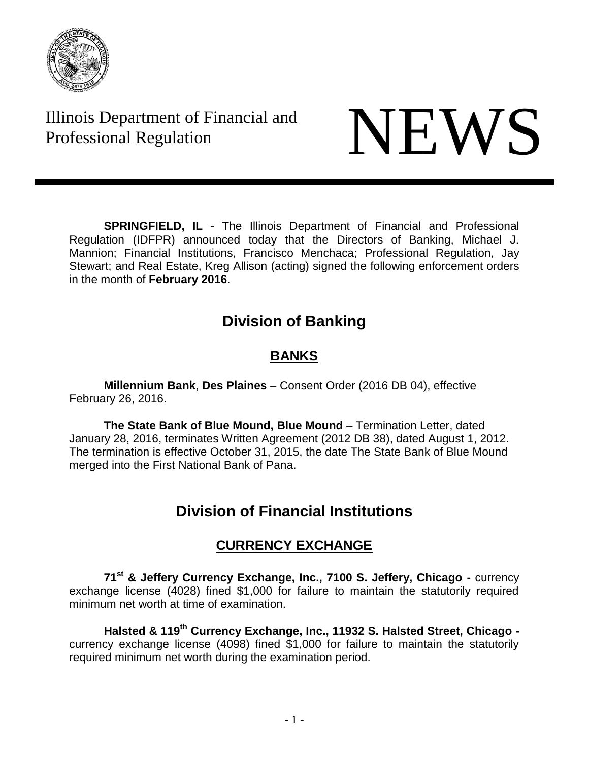Illinois Department of Financial and Professional Regulation

# NEWS

**SPRINGFIELD, IL** - The Illinois Department of Financial and Professional Regulation (IDFPR) announced today that the Directors of Banking, Michael J. Mannion; Financial Institutions, Francisco Menchaca; Professional Regulation, Jay Stewart; and Real Estate, Kreg Allison (acting) signed the following enforcement orders in the month of **February 2016**.

## Division of Banking

### BANKS

**Millennium Bank**, **Des Plaines** – Consent Order (2016 DB 04), effective February 26, 2016.

**The State Bank of Blue Mound, Blue Mound** – Termination Letter, dated January 28, 2016, terminates Written Agreement (2012 DB 38), dated August 1, 2012. The termination is effective October 31, 2015, the date The State Bank of Blue Mound merged into the First National Bank of Pana.

## Division of Financial Institutions

### CURRENCY EXCHANGE

**71st & Jeffery Currency Exchange, Inc., 7100 S. Jeffery, Chicago -** currency exchange license (4028) fined $1,000 for failure to maintain the statutorily required minimum net worth at time of examination.

**Halsted & 119th Currency Exchange, Inc., 11932 S. Halsted Street, Chicago -** currency exchange license (4098) fined $1,000 for failure to maintain the statutorily required minimum net worth during the examination period.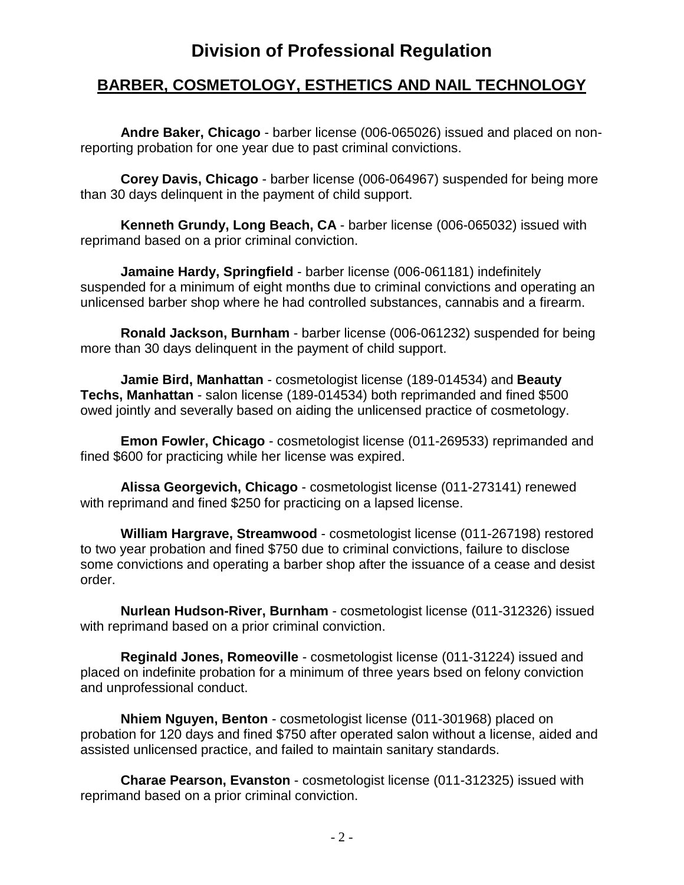# Division of Professional Regulation

## BARBER, COSMETOLOGY, ESTHETICS AND NAIL TECHNOLOGY

**Andre Baker, Chicago** - barber license (006-065026) issued and placed on non-reporting probation for one year due to past criminal convictions.

**Corey Davis, Chicago** - barber license (006-064967) suspended for being more than 30 days delinquent in the payment of child support.

**Kenneth Grundy, Long Beach, CA** - barber license (006-065032) issued with reprimand based on a prior criminal conviction.

**Jamaine Hardy, Springfield** - barber license (006-061181) indefinitely suspended for a minimum of eight months due to criminal convictions and operating an unlicensed barber shop where he had controlled substances, cannabis and a firearm.

**Ronald Jackson, Burnham** - barber license (006-061232) suspended for being more than 30 days delinquent in the payment of child support.

**Jamie Bird, Manhattan** - cosmetologist license (189-014534) and **Beauty Techs, Manhattan** - salon license (189-014534) both reprimanded and fined $500 owed jointly and severally based on aiding the unlicensed practice of cosmetology.

**Emon Fowler, Chicago** - cosmetologist license (011-269533) reprimanded and fined $600 for practicing while her license was expired.

**Alissa Georgevich, Chicago** - cosmetologist license (011-273141) renewed with reprimand and fined $250 for practicing on a lapsed license.

**William Hargrave, Streamwood** - cosmetologist license (011-267198) restored to two year probation and fined $750 due to criminal convictions, failure to disclose some convictions and operating a barber shop after the issuance of a cease and desist order.

**Nurlean Hudson-River, Burnham** - cosmetologist license (011-312326) issued with reprimand based on a prior criminal conviction.

**Reginald Jones, Romeoville** - cosmetologist license (011-31224) issued and placed on indefinite probation for a minimum of three years bsed on felony conviction and unprofessional conduct.

**Nhiem Nguyen, Benton** - cosmetologist license (011-301968) placed on probation for 120 days and fined $750 after operated salon without a license, aided and assisted unlicensed practice, and failed to maintain sanitary standards.

**Charae Pearson, Evanston** - cosmetologist license (011-312325) issued with reprimand based on a prior criminal conviction.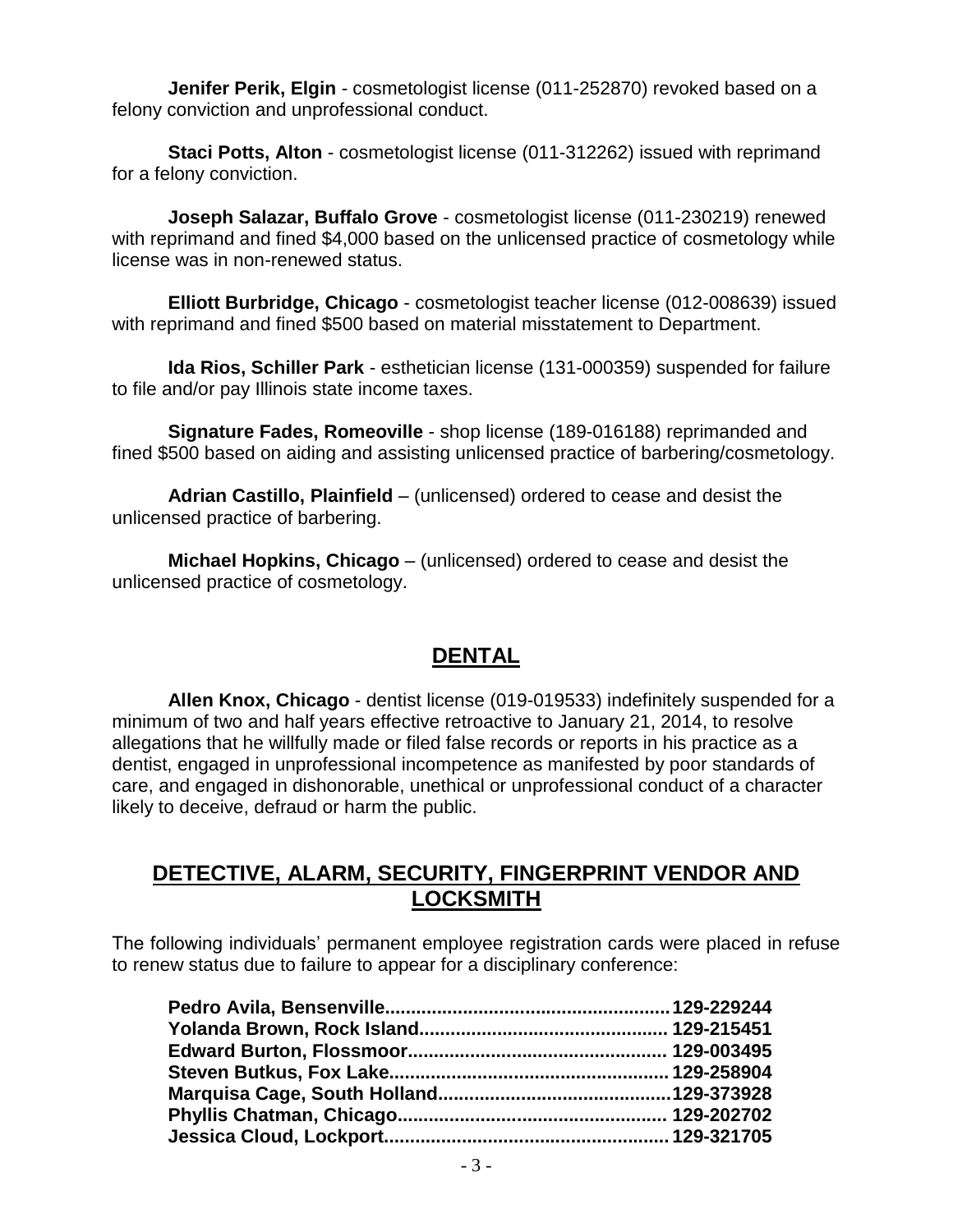**Jenifer Perik, Elgin** - cosmetologist license (011-252870) revoked based on a felony conviction and unprofessional conduct.

**Staci Potts, Alton** - cosmetologist license (011-312262) issued with reprimand for a felony conviction.

**Joseph Salazar, Buffalo Grove** - cosmetologist license (011-230219) renewed with reprimand and fined $4,000 based on the unlicensed practice of cosmetology while license was in non-renewed status.

**Elliott Burbridge, Chicago** - cosmetologist teacher license (012-008639) issued with reprimand and fined $500 based on material misstatement to Department.

**Ida Rios, Schiller Park** - esthetician license (131-000359) suspended for failure to file and/or pay Illinois state income taxes.

**Signature Fades, Romeoville** - shop license (189-016188) reprimanded and fined $500 based on aiding and assisting unlicensed practice of barbering/cosmetology.

**Adrian Castillo, Plainfield** – (unlicensed) ordered to cease and desist the unlicensed practice of barbering.

**Michael Hopkins, Chicago** – (unlicensed) ordered to cease and desist the unlicensed practice of cosmetology.

## DENTAL

**Allen Knox, Chicago** - dentist license (019-019533) indefinitely suspended for a minimum of two and half years effective retroactive to January 21, 2014, to resolve allegations that he willfully made or filed false records or reports in his practice as a dentist, engaged in unprofessional incompetence as manifested by poor standards of care, and engaged in dishonorable, unethical or unprofessional conduct of a character likely to deceive, defraud or harm the public.

## DETECTIVE, ALARM, SECURITY, FINGERPRINT VENDOR AND LOCKSMITH

The following individuals' permanent employee registration cards were placed in refuse to renew status due to failure to appear for a disciplinary conference:

**Pedro Avila, Bensenville........................................................129-229244**
**Yolanda Brown, Rock Island............................................... 129-215451**
**Edward Burton, Flossmoor................................................. 129-003495**
**Steven Butkus, Fox Lake..................................................... 129-258904**
**Marquisa Cage, South Holland............................................129-373928**
**Phyllis Chatman, Chicago.................................................... 129-202702**
**Jessica Cloud, Lockport....................................................... 129-321705**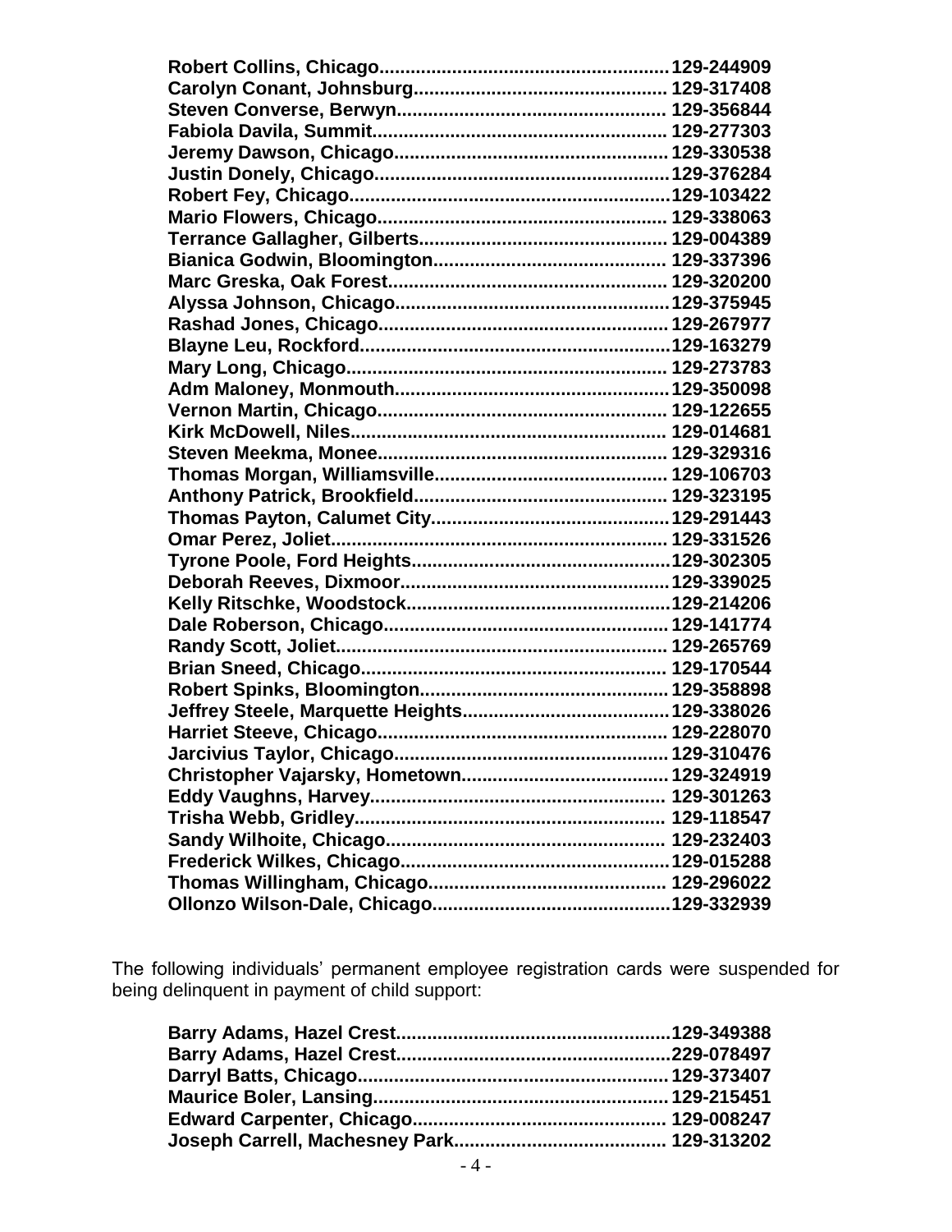**Robert Collins, Chicago........................................................129-244909**
**Carolyn Conant, Johnsburg................................................. 129-317408**
**Steven Converse, Berwyn................................................... 129-356844**
**Fabiola Davila, Summit........................................................ 129-277303**
**Jeremy Dawson, Chicago.................................................... 129-330538**
**Justin Donely, Chicago........................................................129-376284**
**Robert Fey, Chicago............................................................129-103422**
**Mario Flowers, Chicago....................................................... 129-338063**
**Terrance Gallagher, Gilberts............................................... 129-004389**
**Bianica Godwin, Bloomington............................................ 129-337396**
**Marc Greska, Oak Forest..................................................... 129-320200**
**Alyssa Johnson, Chicago.....................................................129-375945**
**Rashad Jones, Chicago....................................................... 129-267977**
**Blayne Leu, Rockford...........................................................129-163279**
**Mary Long, Chicago............................................................. 129-273783**
**Adm Maloney, Monmouth.....................................................129-350098**
**Vernon Martin, Chicago....................................................... 129-122655**
**Kirk McDowell, Niles............................................................ 129-014681**
**Steven Meekma, Monee....................................................... 129-329316**
**Thomas Morgan, Williamsville............................................ 129-106703**
**Anthony Patrick, Brookfield................................................ 129-323195**
**Thomas Payton, Calumet City.............................................129-291443**
**Omar Perez, Joliet................................................................ 129-331526**
**Tyrone Poole, Ford Heights.................................................129-302305**
**Deborah Reeves, Dixmoor...................................................129-339025**
**Kelly Ritschke, Woodstock..................................................129-214206**
**Dale Roberson, Chicago...................................................... 129-141774**
**Randy Scott, Joliet............................................................... 129-265769**
**Brian Sneed, Chicago.......................................................... 129-170544**
**Robert Spinks, Bloomington............................................... 129-358898**
**Jeffrey Steele, Marquette Heights.......................................129-338026**
**Harriet Steeve, Chicago....................................................... 129-228070**
**Jarcivius Taylor, Chicago.................................................... 129-310476**
**Christopher Vajarsky, Hometown....................................... 129-324919**
**Eddy Vaughns, Harvey........................................................ 129-301263**
**Trisha Webb, Gridley........................................................... 129-118547**
**Sandy Wilhoite, Chicago..................................................... 129-232403**
**Frederick Wilkes, Chicago...................................................129-015288**
**Thomas Willingham, Chicago............................................. 129-296022**
**Ollonzo Wilson-Dale, Chicago.............................................129-332939**

The following individuals' permanent employee registration cards were suspended for being delinquent in payment of child support:

**Barry Adams, Hazel Crest....................................................129-349388**
**Barry Adams, Hazel Crest....................................................229-078497**
**Darryl Batts, Chicago...........................................................129-373407**
**Maurice Boler, Lansing........................................................ 129-215451**
**Edward Carpenter, Chicago................................................ 129-008247**
**Joseph Carrell, Machesney Park........................................ 129-313202**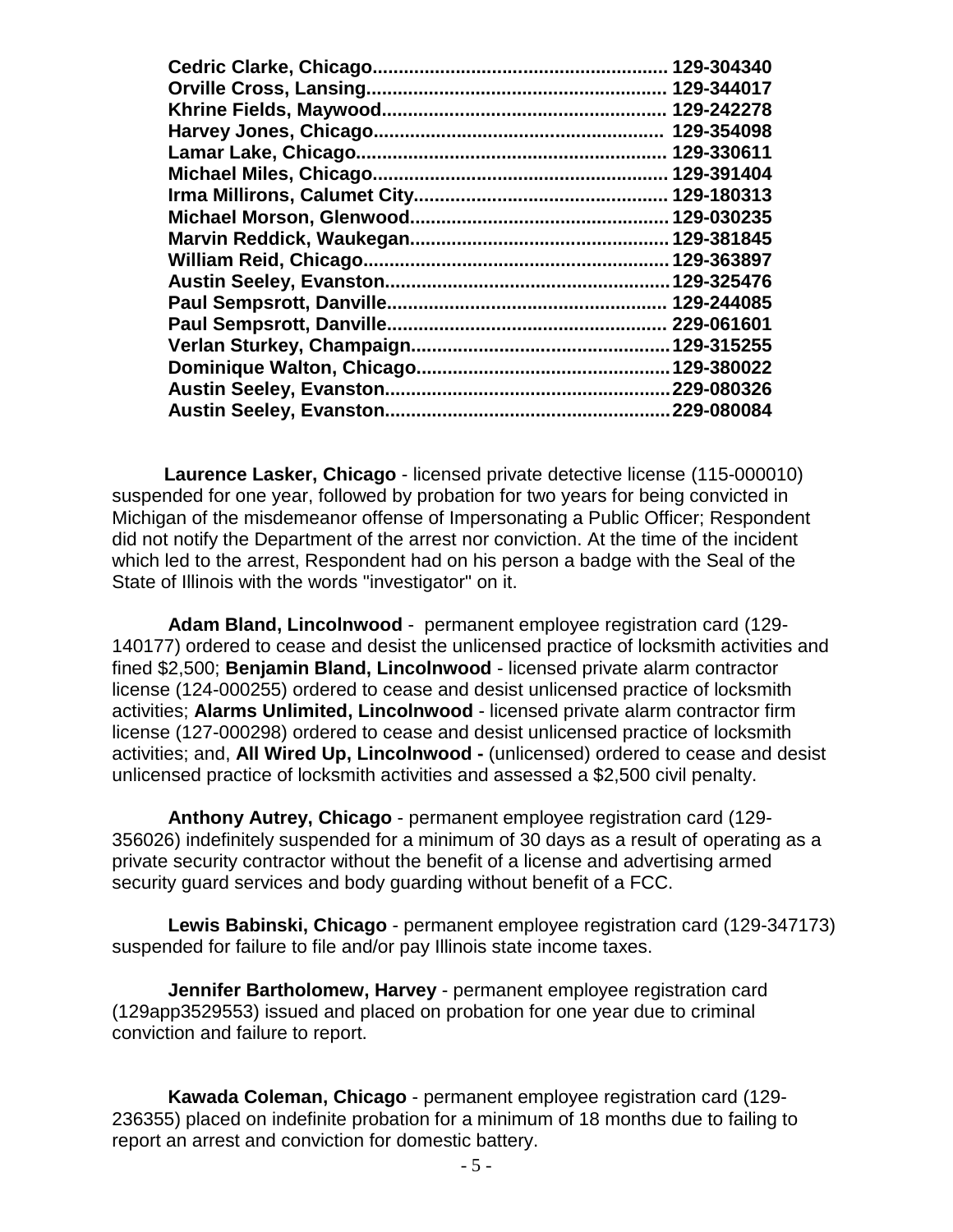**Cedric Clarke, Chicago........................................................ 129-304340**
**Orville Cross, Lansing......................................................... 129-344017**
**Khrine Fields, Maywood...................................................... 129-242278**
**Harvey Jones, Chicago....................................................... 129-354098**
**Lamar Lake, Chicago........................................................... 129-330611**
**Michael Miles, Chicago........................................................ 129-391404**
**Irma Millirons, Calumet City................................................ 129-180313**
**Michael Morson, Glenwood................................................. 129-030235**
**Marvin Reddick, Waukegan................................................. 129-381845**
**William Reid, Chicago.......................................................... 129-363897**
**Austin Seeley, Evanston...................................................... 129-325476**
**Paul Sempsrott, Danville..................................................... 129-244085**
**Paul Sempsrott, Danville..................................................... 229-061601**
**Verlan Sturkey, Champaign................................................ 129-315255**
**Dominique Walton, Chicago................................................ 129-380022**
**Austin Seeley, Evanston...................................................... 229-080326**
**Austin Seeley, Evanston...................................................... 229-080084**

**Laurence Lasker, Chicago** - licensed private detective license (115-000010) suspended for one year, followed by probation for two years for being convicted in Michigan of the misdemeanor offense of Impersonating a Public Officer; Respondent did not notify the Department of the arrest nor conviction. At the time of the incident which led to the arrest, Respondent had on his person a badge with the Seal of the State of Illinois with the words "investigator" on it.

**Adam Bland, Lincolnwood** - permanent employee registration card (129-140177) ordered to cease and desist the unlicensed practice of locksmith activities and fined $2,500; **Benjamin Bland, Lincolnwood** - licensed private alarm contractor license (124-000255) ordered to cease and desist unlicensed practice of locksmith activities; **Alarms Unlimited, Lincolnwood** - licensed private alarm contractor firm license (127-000298) ordered to cease and desist unlicensed practice of locksmith activities; and, **All Wired Up, Lincolnwood -** (unlicensed) ordered to cease and desist unlicensed practice of locksmith activities and assessed a $2,500 civil penalty.

**Anthony Autrey, Chicago** - permanent employee registration card (129-356026) indefinitely suspended for a minimum of 30 days as a result of operating as a private security contractor without the benefit of a license and advertising armed security guard services and body guarding without benefit of a FCC.

**Lewis Babinski, Chicago** - permanent employee registration card (129-347173) suspended for failure to file and/or pay Illinois state income taxes.

**Jennifer Bartholomew, Harvey** - permanent employee registration card (129app3529553) issued and placed on probation for one year due to criminal conviction and failure to report.

**Kawada Coleman, Chicago** - permanent employee registration card (129-236355) placed on indefinite probation for a minimum of 18 months due to failing to report an arrest and conviction for domestic battery.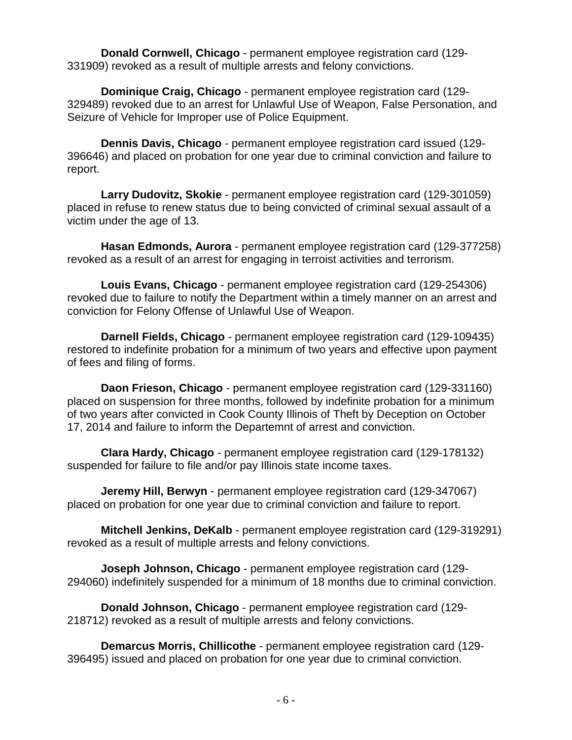**Donald Cornwell, Chicago** - permanent employee registration card (129-331909) revoked as a result of multiple arrests and felony convictions.

**Dominique Craig, Chicago** - permanent employee registration card (129-329489) revoked due to an arrest for Unlawful Use of Weapon, False Personation, and Seizure of Vehicle for Improper use of Police Equipment.

**Dennis Davis, Chicago** - permanent employee registration card issued (129-396646) and placed on probation for one year due to criminal conviction and failure to report.

**Larry Dudovitz, Skokie** - permanent employee registration card (129-301059) placed in refuse to renew status due to being convicted of criminal sexual assault of a victim under the age of 13.

**Hasan Edmonds, Aurora** - permanent employee registration card (129-377258) revoked as a result of an arrest for engaging in terroist activities and terrorism.

**Louis Evans, Chicago** - permanent employee registration card (129-254306) revoked due to failure to notify the Department within a timely manner on an arrest and conviction for Felony Offense of Unlawful Use of Weapon.

**Darnell Fields, Chicago** - permanent employee registration card (129-109435) restored to indefinite probation for a minimum of two years and effective upon payment of fees and filing of forms.

**Daon Frieson, Chicago** - permanent employee registration card (129-331160) placed on suspension for three months, followed by indefinite probation for a minimum of two years after convicted in Cook County Illinois of Theft by Deception on October 17, 2014 and failure to inform the Departemnt of arrest and conviction.

**Clara Hardy, Chicago** - permanent employee registration card (129-178132) suspended for failure to file and/or pay Illinois state income taxes.

**Jeremy Hill, Berwyn** - permanent employee registration card (129-347067) placed on probation for one year due to criminal conviction and failure to report.

**Mitchell Jenkins, DeKalb** - permanent employee registration card (129-319291) revoked as a result of multiple arrests and felony convictions.

**Joseph Johnson, Chicago** - permanent employee registration card (129-294060) indefinitely suspended for a minimum of 18 months due to criminal conviction.

**Donald Johnson, Chicago** - permanent employee registration card (129-218712) revoked as a result of multiple arrests and felony convictions.

**Demarcus Morris, Chillicothe** - permanent employee registration card (129-396495) issued and placed on probation for one year due to criminal conviction.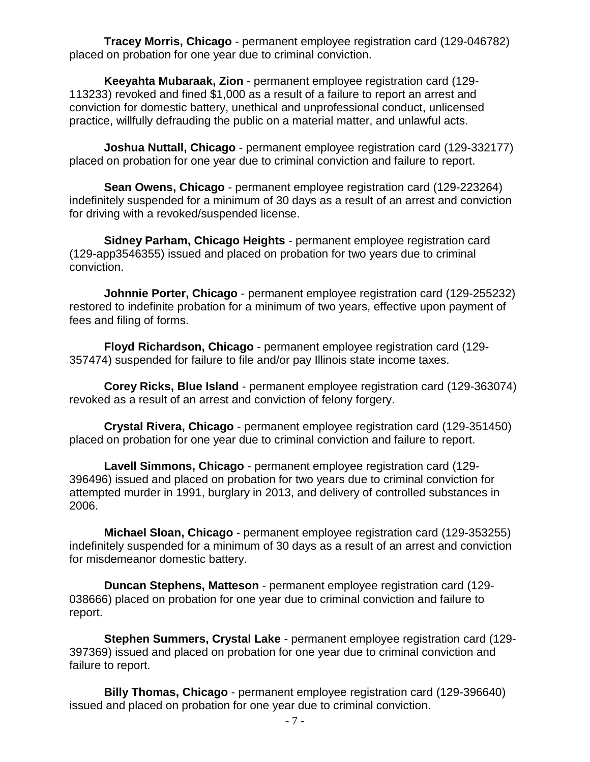**Tracey Morris, Chicago** - permanent employee registration card (129-046782) placed on probation for one year due to criminal conviction.

**Keeyahta Mubaraak, Zion** - permanent employee registration card (129-113233) revoked and fined $1,000 as a result of a failure to report an arrest and conviction for domestic battery, unethical and unprofessional conduct, unlicensed practice, willfully defrauding the public on a material matter, and unlawful acts.

**Joshua Nuttall, Chicago** - permanent employee registration card (129-332177) placed on probation for one year due to criminal conviction and failure to report.

**Sean Owens, Chicago** - permanent employee registration card (129-223264) indefinitely suspended for a minimum of 30 days as a result of an arrest and conviction for driving with a revoked/suspended license.

**Sidney Parham, Chicago Heights** - permanent employee registration card (129-app3546355) issued and placed on probation for two years due to criminal conviction.

**Johnnie Porter, Chicago** - permanent employee registration card (129-255232) restored to indefinite probation for a minimum of two years, effective upon payment of fees and filing of forms.

**Floyd Richardson, Chicago** - permanent employee registration card (129-357474) suspended for failure to file and/or pay Illinois state income taxes.

**Corey Ricks, Blue Island** - permanent employee registration card (129-363074) revoked as a result of an arrest and conviction of felony forgery.

**Crystal Rivera, Chicago** - permanent employee registration card (129-351450) placed on probation for one year due to criminal conviction and failure to report.

**Lavell Simmons, Chicago** - permanent employee registration card (129-396496) issued and placed on probation for two years due to criminal conviction for attempted murder in 1991, burglary in 2013, and delivery of controlled substances in 2006.

**Michael Sloan, Chicago** - permanent employee registration card (129-353255) indefinitely suspended for a minimum of 30 days as a result of an arrest and conviction for misdemeanor domestic battery.

**Duncan Stephens, Matteson** - permanent employee registration card (129-038666) placed on probation for one year due to criminal conviction and failure to report.

**Stephen Summers, Crystal Lake** - permanent employee registration card (129-397369) issued and placed on probation for one year due to criminal conviction and failure to report.

**Billy Thomas, Chicago** - permanent employee registration card (129-396640) issued and placed on probation for one year due to criminal conviction.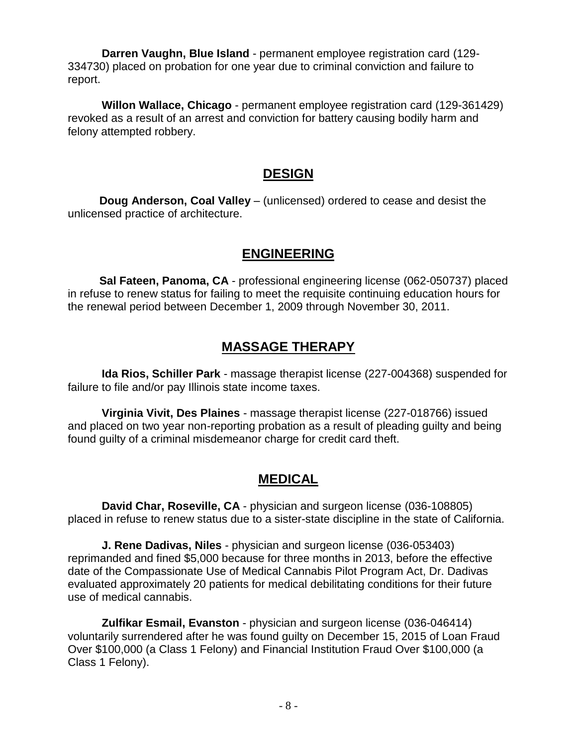**Darren Vaughn, Blue Island** - permanent employee registration card (129-334730) placed on probation for one year due to criminal conviction and failure to report.

**Willon Wallace, Chicago** - permanent employee registration card (129-361429) revoked as a result of an arrest and conviction for battery causing bodily harm and felony attempted robbery.

## DESIGN

**Doug Anderson, Coal Valley** – (unlicensed) ordered to cease and desist the unlicensed practice of architecture.

## ENGINEERING

**Sal Fateen, Panoma, CA** - professional engineering license (062-050737) placed in refuse to renew status for failing to meet the requisite continuing education hours for the renewal period between December 1, 2009 through November 30, 2011.

## MASSAGE THERAPY

**Ida Rios, Schiller Park** - massage therapist license (227-004368) suspended for failure to file and/or pay Illinois state income taxes.

**Virginia Vivit, Des Plaines** - massage therapist license (227-018766) issued and placed on two year non-reporting probation as a result of pleading guilty and being found guilty of a criminal misdemeanor charge for credit card theft.

## MEDICAL

**David Char, Roseville, CA** - physician and surgeon license (036-108805) placed in refuse to renew status due to a sister-state discipline in the state of California.

**J. Rene Dadivas, Niles** - physician and surgeon license (036-053403) reprimanded and fined $5,000 because for three months in 2013, before the effective date of the Compassionate Use of Medical Cannabis Pilot Program Act, Dr. Dadivas evaluated approximately 20 patients for medical debilitating conditions for their future use of medical cannabis.

**Zulfikar Esmail, Evanston** - physician and surgeon license (036-046414) voluntarily surrendered after he was found guilty on December 15, 2015 of Loan Fraud Over $100,000 (a Class 1 Felony) and Financial Institution Fraud Over $100,000 (a Class 1 Felony).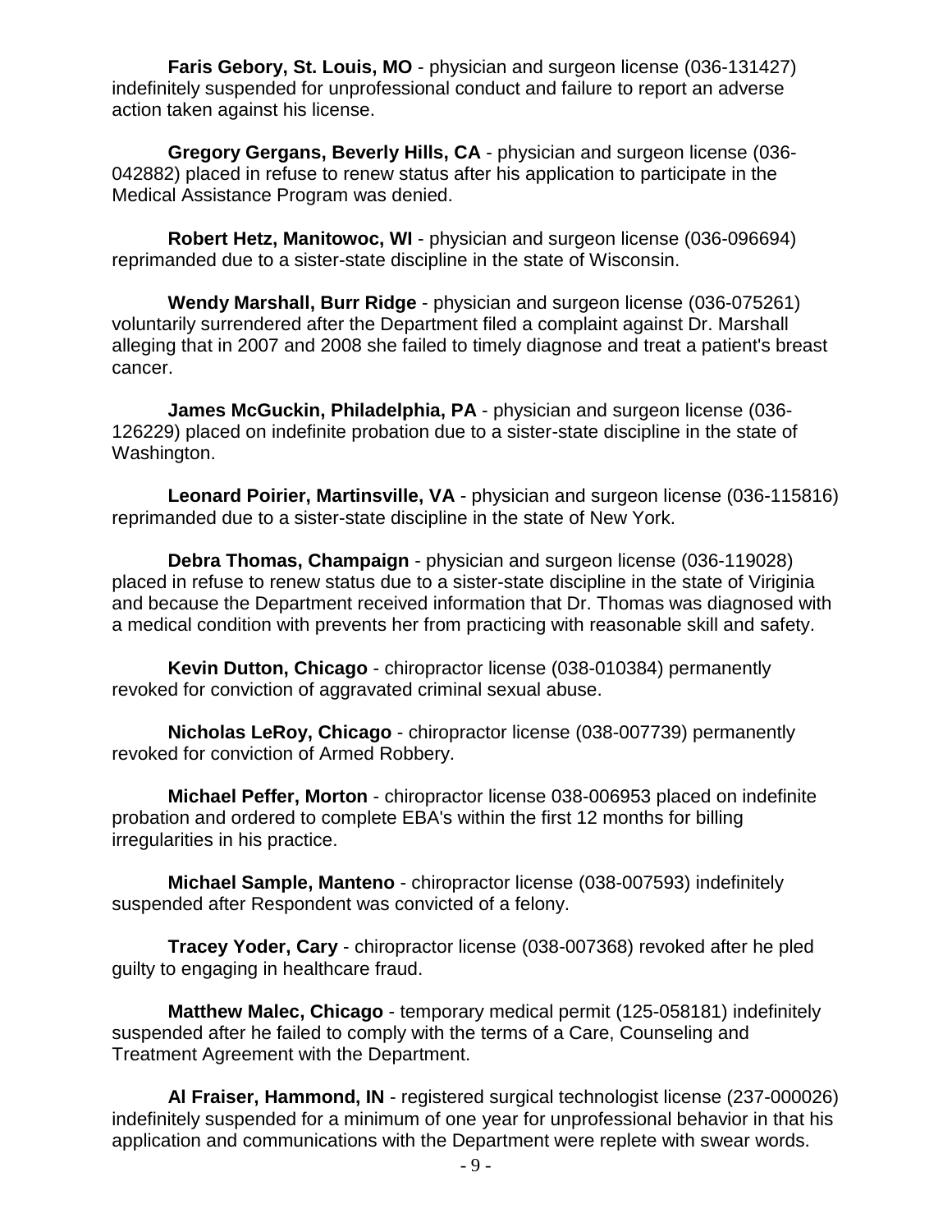**Faris Gebory, St. Louis, MO** - physician and surgeon license (036-131427) indefinitely suspended for unprofessional conduct and failure to report an adverse action taken against his license.

**Gregory Gergans, Beverly Hills, CA** - physician and surgeon license (036-042882) placed in refuse to renew status after his application to participate in the Medical Assistance Program was denied.

**Robert Hetz, Manitowoc, WI** - physician and surgeon license (036-096694) reprimanded due to a sister-state discipline in the state of Wisconsin.

**Wendy Marshall, Burr Ridge** - physician and surgeon license (036-075261) voluntarily surrendered after the Department filed a complaint against Dr. Marshall alleging that in 2007 and 2008 she failed to timely diagnose and treat a patient's breast cancer.

**James McGuckin, Philadelphia, PA** - physician and surgeon license (036-126229) placed on indefinite probation due to a sister-state discipline in the state of Washington.

**Leonard Poirier, Martinsville, VA** - physician and surgeon license (036-115816) reprimanded due to a sister-state discipline in the state of New York.

**Debra Thomas, Champaign** - physician and surgeon license (036-119028) placed in refuse to renew status due to a sister-state discipline in the state of Viriginia and because the Department received information that Dr. Thomas was diagnosed with a medical condition with prevents her from practicing with reasonable skill and safety.

**Kevin Dutton, Chicago** - chiropractor license (038-010384) permanently revoked for conviction of aggravated criminal sexual abuse.

**Nicholas LeRoy, Chicago** - chiropractor license (038-007739) permanently revoked for conviction of Armed Robbery.

**Michael Peffer, Morton** - chiropractor license 038-006953 placed on indefinite probation and ordered to complete EBA's within the first 12 months for billing irregularities in his practice.

**Michael Sample, Manteno** - chiropractor license (038-007593) indefinitely suspended after Respondent was convicted of a felony.

**Tracey Yoder, Cary** - chiropractor license (038-007368) revoked after he pled guilty to engaging in healthcare fraud.

**Matthew Malec, Chicago** - temporary medical permit (125-058181) indefinitely suspended after he failed to comply with the terms of a Care, Counseling and Treatment Agreement with the Department.

**Al Fraiser, Hammond, IN** - registered surgical technologist license (237-000026) indefinitely suspended for a minimum of one year for unprofessional behavior in that his application and communications with the Department were replete with swear words.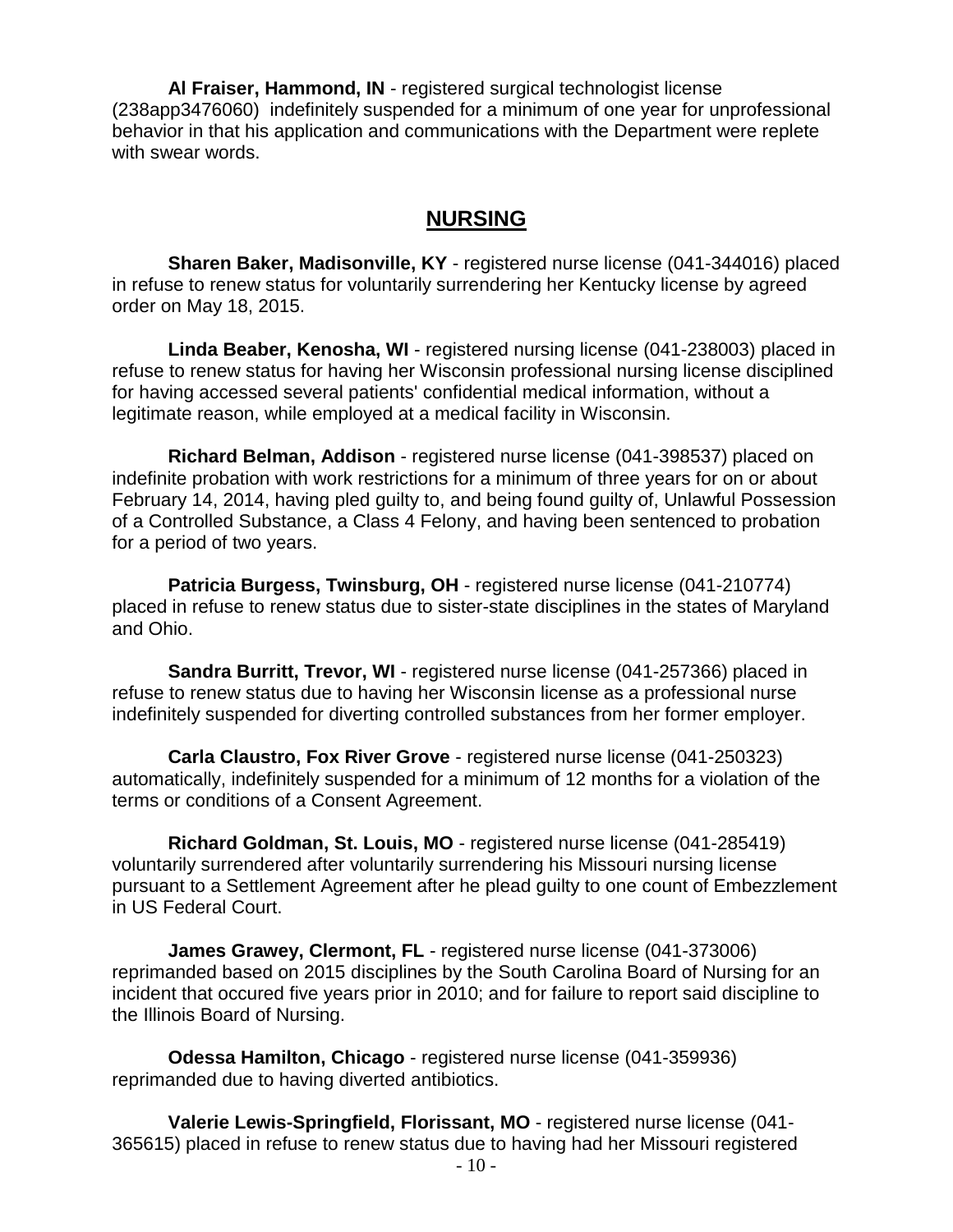**Al Fraiser, Hammond, IN** - registered surgical technologist license (238app3476060) indefinitely suspended for a minimum of one year for unprofessional behavior in that his application and communications with the Department were replete with swear words.

## NURSING

**Sharen Baker, Madisonville, KY** - registered nurse license (041-344016) placed in refuse to renew status for voluntarily surrendering her Kentucky license by agreed order on May 18, 2015.

**Linda Beaber, Kenosha, WI** - registered nursing license (041-238003) placed in refuse to renew status for having her Wisconsin professional nursing license disciplined for having accessed several patients' confidential medical information, without a legitimate reason, while employed at a medical facility in Wisconsin.

**Richard Belman, Addison** - registered nurse license (041-398537) placed on indefinite probation with work restrictions for a minimum of three years for on or about February 14, 2014, having pled guilty to, and being found guilty of, Unlawful Possession of a Controlled Substance, a Class 4 Felony, and having been sentenced to probation for a period of two years.

**Patricia Burgess, Twinsburg, OH** - registered nurse license (041-210774) placed in refuse to renew status due to sister-state disciplines in the states of Maryland and Ohio.

**Sandra Burritt, Trevor, WI** - registered nurse license (041-257366) placed in refuse to renew status due to having her Wisconsin license as a professional nurse indefinitely suspended for diverting controlled substances from her former employer.

**Carla Claustro, Fox River Grove** - registered nurse license (041-250323) automatically, indefinitely suspended for a minimum of 12 months for a violation of the terms or conditions of a Consent Agreement.

**Richard Goldman, St. Louis, MO** - registered nurse license (041-285419) voluntarily surrendered after voluntarily surrendering his Missouri nursing license pursuant to a Settlement Agreement after he plead guilty to one count of Embezzlement in US Federal Court.

**James Grawey, Clermont, FL** - registered nurse license (041-373006) reprimanded based on 2015 disciplines by the South Carolina Board of Nursing for an incident that occured five years prior in 2010; and for failure to report said discipline to the Illinois Board of Nursing.

**Odessa Hamilton, Chicago** - registered nurse license (041-359936) reprimanded due to having diverted antibiotics.

**Valerie Lewis-Springfield, Florissant, MO** - registered nurse license (041-365615) placed in refuse to renew status due to having had her Missouri registered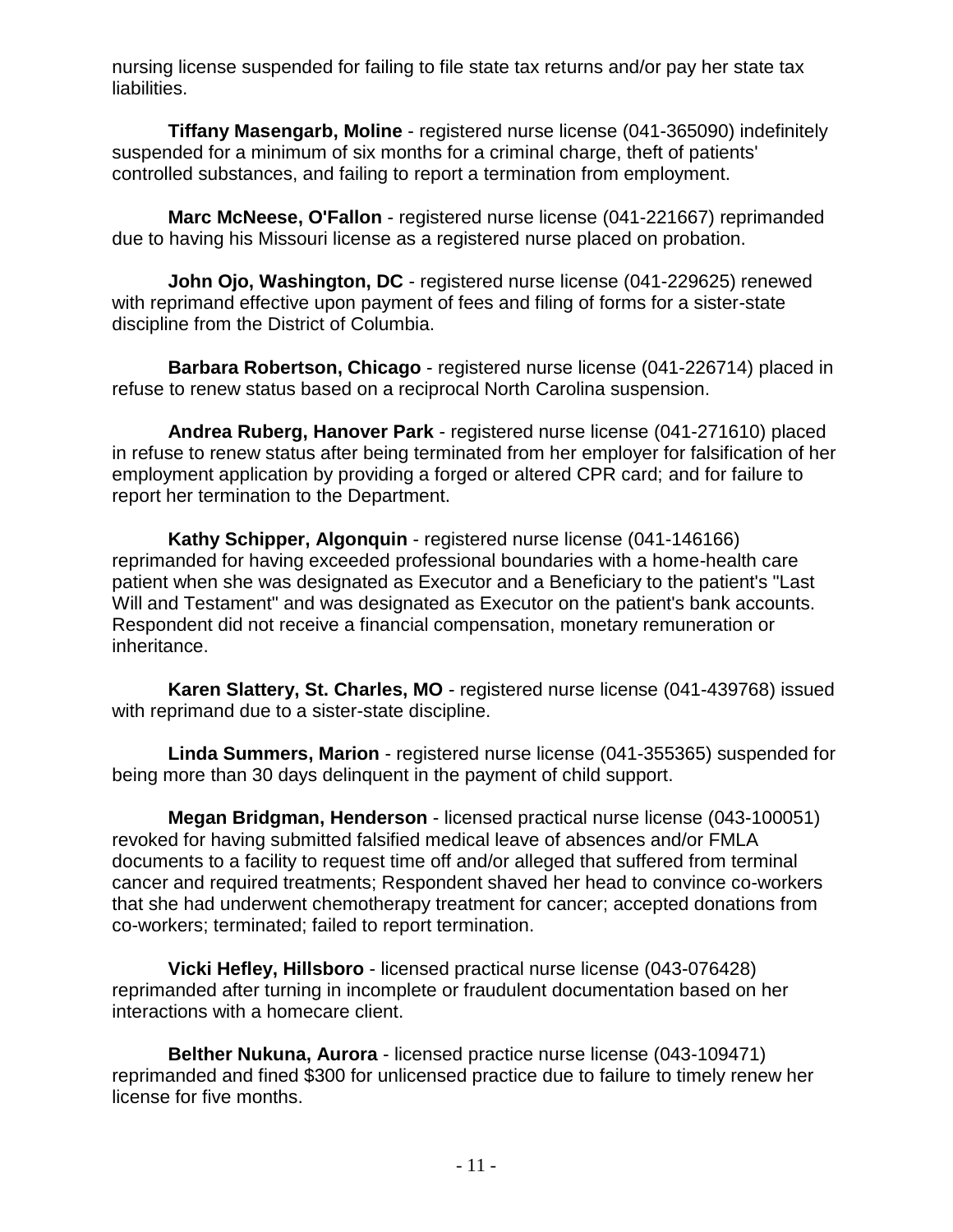nursing license suspended for failing to file state tax returns and/or pay her state tax liabilities.

**Tiffany Masengarb, Moline** - registered nurse license (041-365090) indefinitely suspended for a minimum of six months for a criminal charge, theft of patients' controlled substances, and failing to report a termination from employment.

**Marc McNeese, O'Fallon** - registered nurse license (041-221667) reprimanded due to having his Missouri license as a registered nurse placed on probation.

**John Ojo, Washington, DC** - registered nurse license (041-229625) renewed with reprimand effective upon payment of fees and filing of forms for a sister-state discipline from the District of Columbia.

**Barbara Robertson, Chicago** - registered nurse license (041-226714) placed in refuse to renew status based on a reciprocal North Carolina suspension.

**Andrea Ruberg, Hanover Park** - registered nurse license (041-271610) placed in refuse to renew status after being terminated from her employer for falsification of her employment application by providing a forged or altered CPR card; and for failure to report her termination to the Department.

**Kathy Schipper, Algonquin** - registered nurse license (041-146166) reprimanded for having exceeded professional boundaries with a home-health care patient when she was designated as Executor and a Beneficiary to the patient's "Last Will and Testament" and was designated as Executor on the patient's bank accounts. Respondent did not receive a financial compensation, monetary remuneration or inheritance.

**Karen Slattery, St. Charles, MO** - registered nurse license (041-439768) issued with reprimand due to a sister-state discipline.

**Linda Summers, Marion** - registered nurse license (041-355365) suspended for being more than 30 days delinquent in the payment of child support.

**Megan Bridgman, Henderson** - licensed practical nurse license (043-100051) revoked for having submitted falsified medical leave of absences and/or FMLA documents to a facility to request time off and/or alleged that suffered from terminal cancer and required treatments; Respondent shaved her head to convince co-workers that she had underwent chemotherapy treatment for cancer; accepted donations from co-workers; terminated; failed to report termination.

**Vicki Hefley, Hillsboro** - licensed practical nurse license (043-076428) reprimanded after turning in incomplete or fraudulent documentation based on her interactions with a homecare client.

**Belther Nukuna, Aurora** - licensed practice nurse license (043-109471) reprimanded and fined $300 for unlicensed practice due to failure to timely renew her license for five months.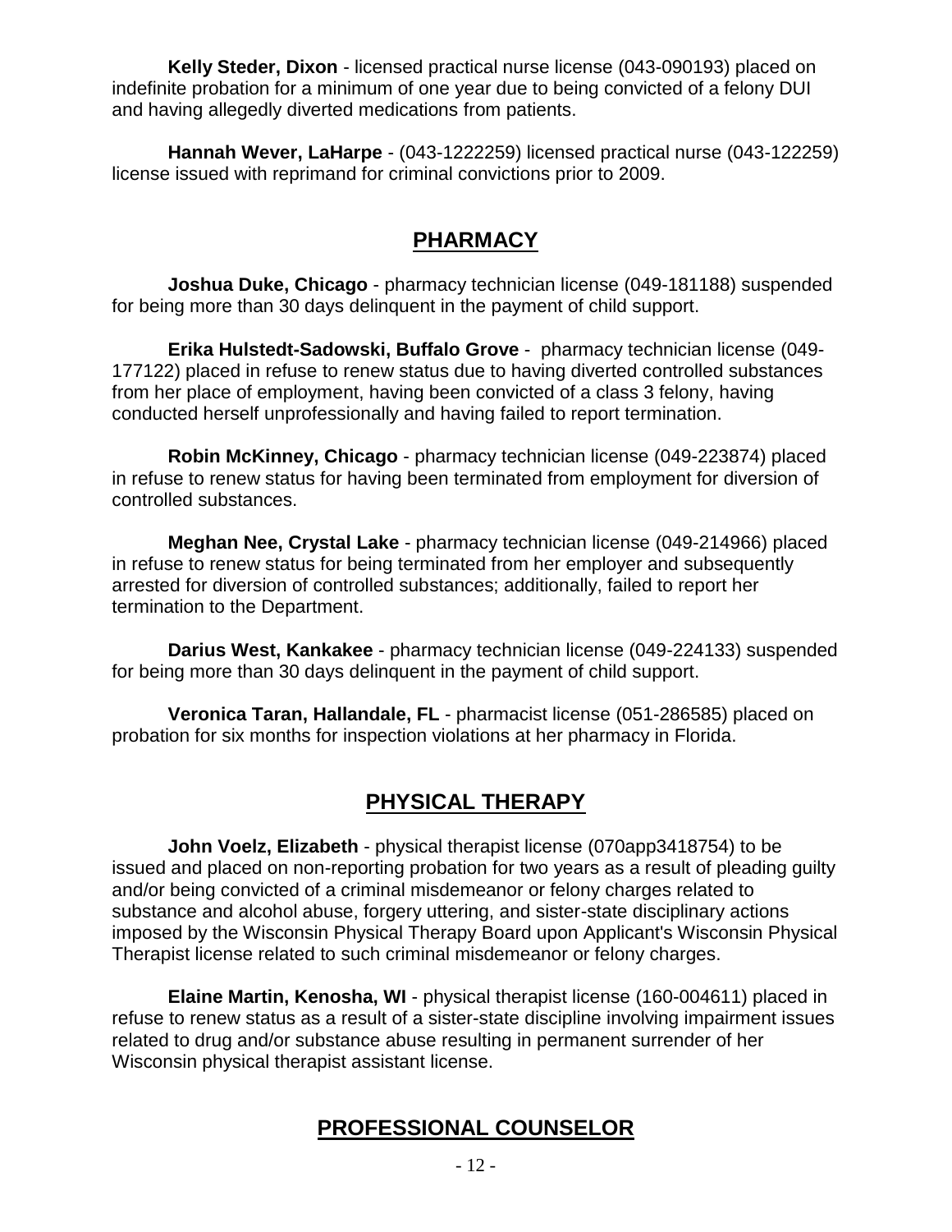**Kelly Steder, Dixon** - licensed practical nurse license (043-090193) placed on indefinite probation for a minimum of one year due to being convicted of a felony DUI and having allegedly diverted medications from patients.

**Hannah Wever, LaHarpe** - (043-1222259) licensed practical nurse (043-122259) license issued with reprimand for criminal convictions prior to 2009.

## PHARMACY

**Joshua Duke, Chicago** - pharmacy technician license (049-181188) suspended for being more than 30 days delinquent in the payment of child support.

**Erika Hulstedt-Sadowski, Buffalo Grove** - pharmacy technician license (049-177122) placed in refuse to renew status due to having diverted controlled substances from her place of employment, having been convicted of a class 3 felony, having conducted herself unprofessionally and having failed to report termination.

**Robin McKinney, Chicago** - pharmacy technician license (049-223874) placed in refuse to renew status for having been terminated from employment for diversion of controlled substances.

**Meghan Nee, Crystal Lake** - pharmacy technician license (049-214966) placed in refuse to renew status for being terminated from her employer and subsequently arrested for diversion of controlled substances; additionally, failed to report her termination to the Department.

**Darius West, Kankakee** - pharmacy technician license (049-224133) suspended for being more than 30 days delinquent in the payment of child support.

**Veronica Taran, Hallandale, FL** - pharmacist license (051-286585) placed on probation for six months for inspection violations at her pharmacy in Florida.

## PHYSICAL THERAPY

**John Voelz, Elizabeth** - physical therapist license (070app3418754) to be issued and placed on non-reporting probation for two years as a result of pleading guilty and/or being convicted of a criminal misdemeanor or felony charges related to substance and alcohol abuse, forgery uttering, and sister-state disciplinary actions imposed by the Wisconsin Physical Therapy Board upon Applicant's Wisconsin Physical Therapist license related to such criminal misdemeanor or felony charges.

**Elaine Martin, Kenosha, WI** - physical therapist license (160-004611) placed in refuse to renew status as a result of a sister-state discipline involving impairment issues related to drug and/or substance abuse resulting in permanent surrender of her Wisconsin physical therapist assistant license.

## PROFESSIONAL COUNSELOR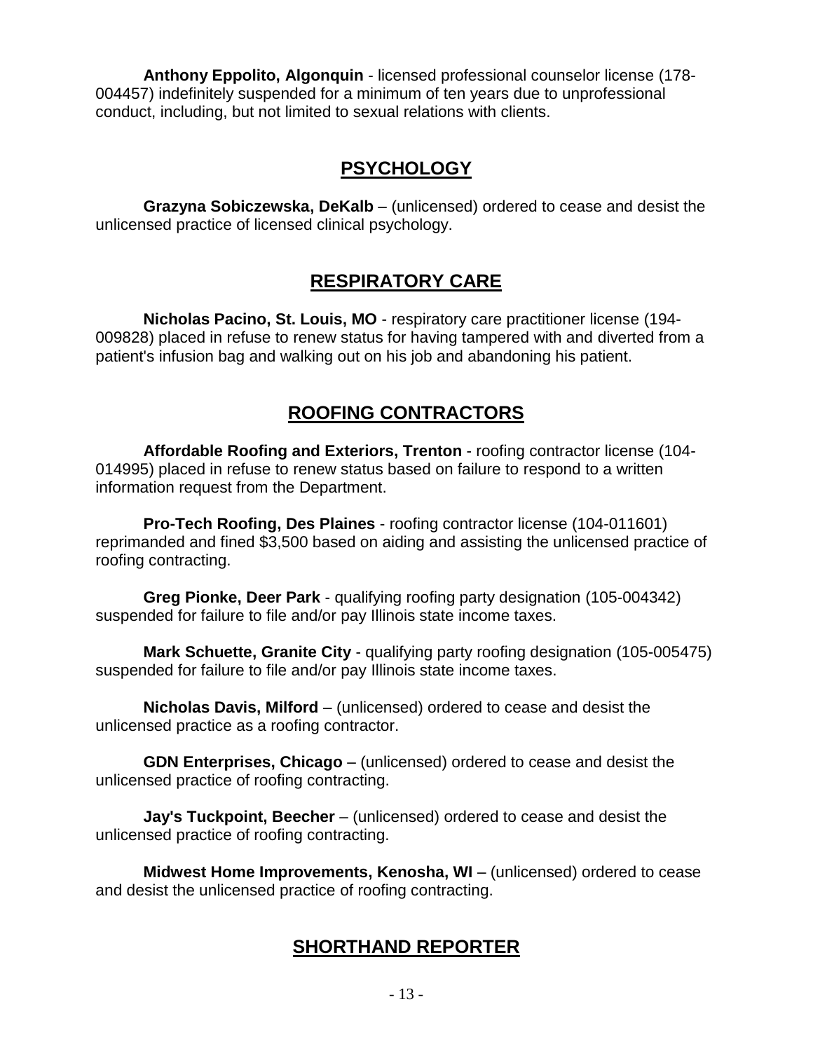**Anthony Eppolito, Algonquin** - licensed professional counselor license (178-004457) indefinitely suspended for a minimum of ten years due to unprofessional conduct, including, but not limited to sexual relations with clients.

## PSYCHOLOGY

**Grazyna Sobiczewska, DeKalb** – (unlicensed) ordered to cease and desist the unlicensed practice of licensed clinical psychology.

## RESPIRATORY CARE

**Nicholas Pacino, St. Louis, MO** - respiratory care practitioner license (194-009828) placed in refuse to renew status for having tampered with and diverted from a patient's infusion bag and walking out on his job and abandoning his patient.

## ROOFING CONTRACTORS

**Affordable Roofing and Exteriors, Trenton** - roofing contractor license (104-014995) placed in refuse to renew status based on failure to respond to a written information request from the Department.

**Pro-Tech Roofing, Des Plaines** - roofing contractor license (104-011601) reprimanded and fined $3,500 based on aiding and assisting the unlicensed practice of roofing contracting.

**Greg Pionke, Deer Park** - qualifying roofing party designation (105-004342) suspended for failure to file and/or pay Illinois state income taxes.

**Mark Schuette, Granite City** - qualifying party roofing designation (105-005475) suspended for failure to file and/or pay Illinois state income taxes.

**Nicholas Davis, Milford** – (unlicensed) ordered to cease and desist the unlicensed practice as a roofing contractor.

**GDN Enterprises, Chicago** – (unlicensed) ordered to cease and desist the unlicensed practice of roofing contracting.

**Jay's Tuckpoint, Beecher** – (unlicensed) ordered to cease and desist the unlicensed practice of roofing contracting.

**Midwest Home Improvements, Kenosha, WI** – (unlicensed) ordered to cease and desist the unlicensed practice of roofing contracting.

## SHORTHAND REPORTER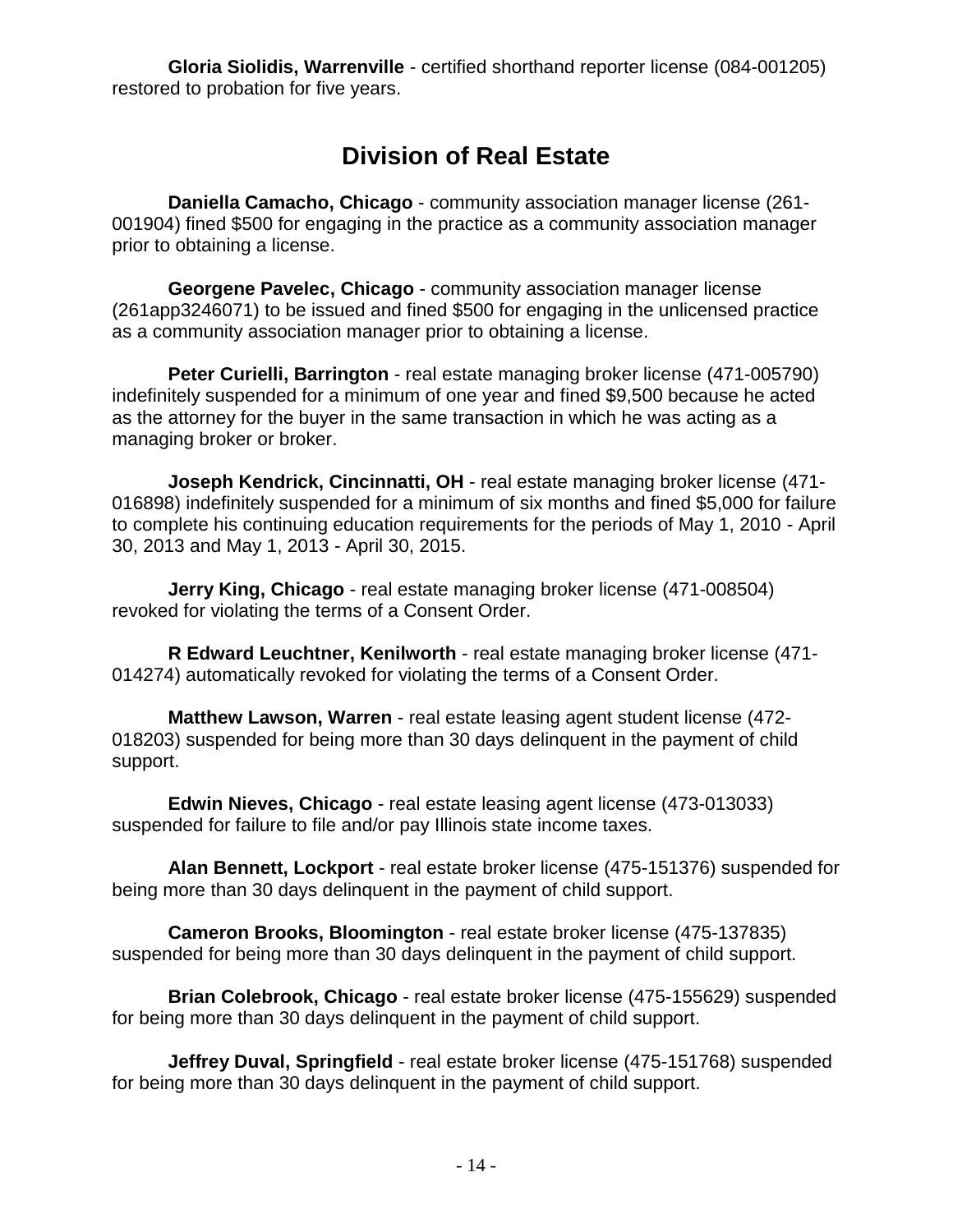**Gloria Siolidis, Warrenville** - certified shorthand reporter license (084-001205) restored to probation for five years.

## Division of Real Estate

**Daniella Camacho, Chicago** - community association manager license (261-001904) fined $500 for engaging in the practice as a community association manager prior to obtaining a license.

**Georgene Pavelec, Chicago** - community association manager license (261app3246071) to be issued and fined $500 for engaging in the unlicensed practice as a community association manager prior to obtaining a license.

**Peter Curielli, Barrington** - real estate managing broker license (471-005790) indefinitely suspended for a minimum of one year and fined $9,500 because he acted as the attorney for the buyer in the same transaction in which he was acting as a managing broker or broker.

**Joseph Kendrick, Cincinnatti, OH** - real estate managing broker license (471-016898) indefinitely suspended for a minimum of six months and fined $5,000 for failure to complete his continuing education requirements for the periods of May 1, 2010 - April 30, 2013 and May 1, 2013 - April 30, 2015.

**Jerry King, Chicago** - real estate managing broker license (471-008504) revoked for violating the terms of a Consent Order.

**R Edward Leuchtner, Kenilworth** - real estate managing broker license (471-014274) automatically revoked for violating the terms of a Consent Order.

**Matthew Lawson, Warren** - real estate leasing agent student license (472-018203) suspended for being more than 30 days delinquent in the payment of child support.

**Edwin Nieves, Chicago** - real estate leasing agent license (473-013033) suspended for failure to file and/or pay Illinois state income taxes.

**Alan Bennett, Lockport** - real estate broker license (475-151376) suspended for being more than 30 days delinquent in the payment of child support.

**Cameron Brooks, Bloomington** - real estate broker license (475-137835) suspended for being more than 30 days delinquent in the payment of child support.

**Brian Colebrook, Chicago** - real estate broker license (475-155629) suspended for being more than 30 days delinquent in the payment of child support.

**Jeffrey Duval, Springfield** - real estate broker license (475-151768) suspended for being more than 30 days delinquent in the payment of child support.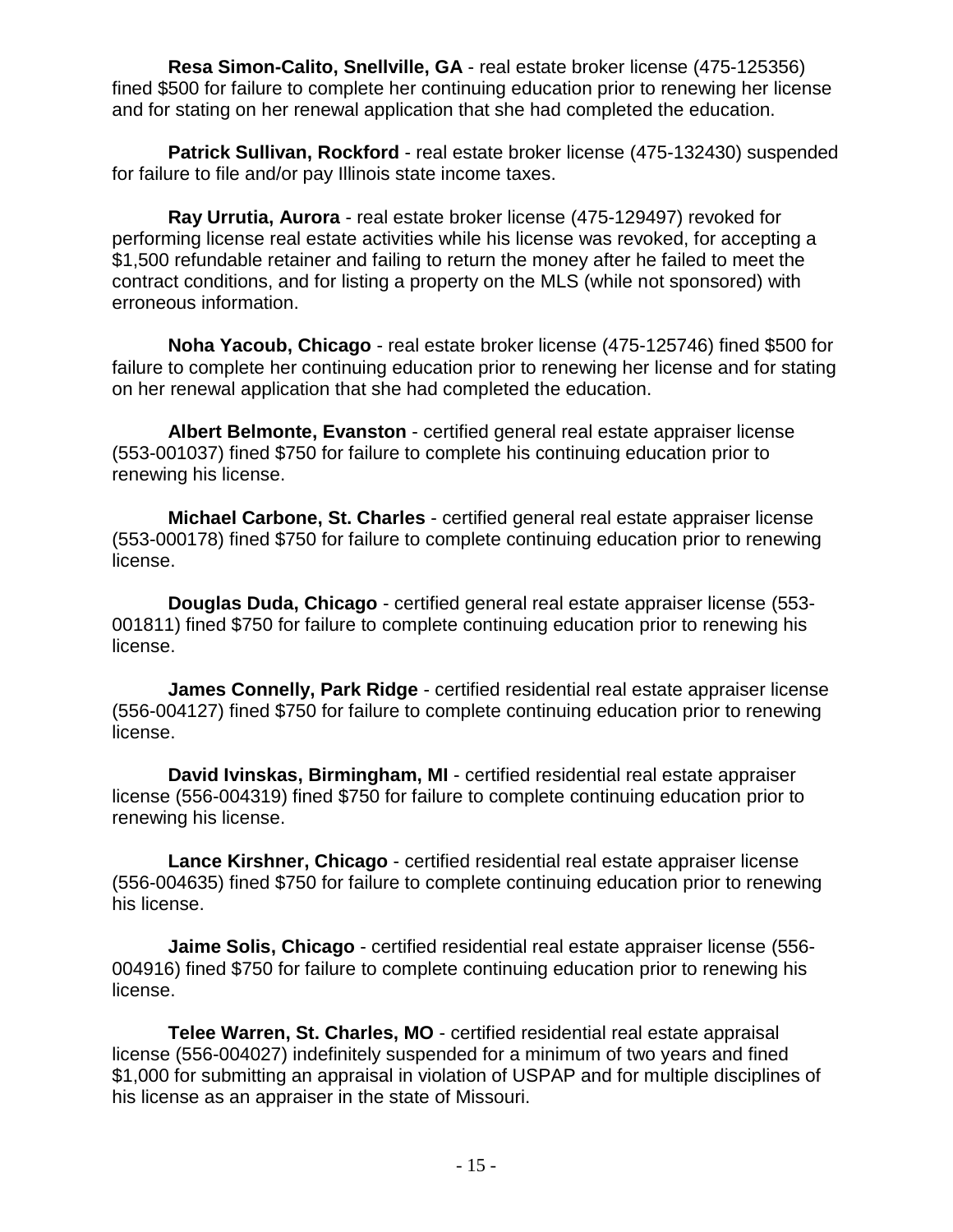**Resa Simon-Calito, Snellville, GA** - real estate broker license (475-125356) fined $500 for failure to complete her continuing education prior to renewing her license and for stating on her renewal application that she had completed the education.

**Patrick Sullivan, Rockford** - real estate broker license (475-132430) suspended for failure to file and/or pay Illinois state income taxes.

**Ray Urrutia, Aurora** - real estate broker license (475-129497) revoked for performing license real estate activities while his license was revoked, for accepting a $1,500 refundable retainer and failing to return the money after he failed to meet the contract conditions, and for listing a property on the MLS (while not sponsored) with erroneous information.

**Noha Yacoub, Chicago** - real estate broker license (475-125746) fined $500 for failure to complete her continuing education prior to renewing her license and for stating on her renewal application that she had completed the education.

**Albert Belmonte, Evanston** - certified general real estate appraiser license (553-001037) fined $750 for failure to complete his continuing education prior to renewing his license.

**Michael Carbone, St. Charles** - certified general real estate appraiser license (553-000178) fined $750 for failure to complete continuing education prior to renewing license.

**Douglas Duda, Chicago** - certified general real estate appraiser license (553-001811) fined $750 for failure to complete continuing education prior to renewing his license.

**James Connelly, Park Ridge** - certified residential real estate appraiser license (556-004127) fined $750 for failure to complete continuing education prior to renewing license.

**David Ivinskas, Birmingham, MI** - certified residential real estate appraiser license (556-004319) fined $750 for failure to complete continuing education prior to renewing his license.

**Lance Kirshner, Chicago** - certified residential real estate appraiser license (556-004635) fined $750 for failure to complete continuing education prior to renewing his license.

**Jaime Solis, Chicago** - certified residential real estate appraiser license (556-004916) fined $750 for failure to complete continuing education prior to renewing his license.

**Telee Warren, St. Charles, MO** - certified residential real estate appraisal license (556-004027) indefinitely suspended for a minimum of two years and fined $1,000 for submitting an appraisal in violation of USPAP and for multiple disciplines of his license as an appraiser in the state of Missouri.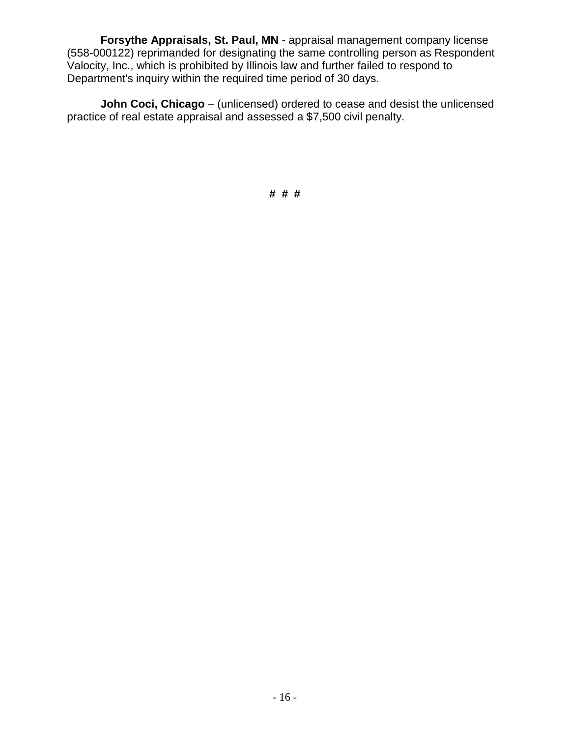**Forsythe Appraisals, St. Paul, MN** - appraisal management company license (558-000122) reprimanded for designating the same controlling person as Respondent Valocity, Inc., which is prohibited by Illinois law and further failed to respond to Department's inquiry within the required time period of 30 days.

**John Coci, Chicago** – (unlicensed) ordered to cease and desist the unlicensed practice of real estate appraisal and assessed a $7,500 civil penalty.

# # #